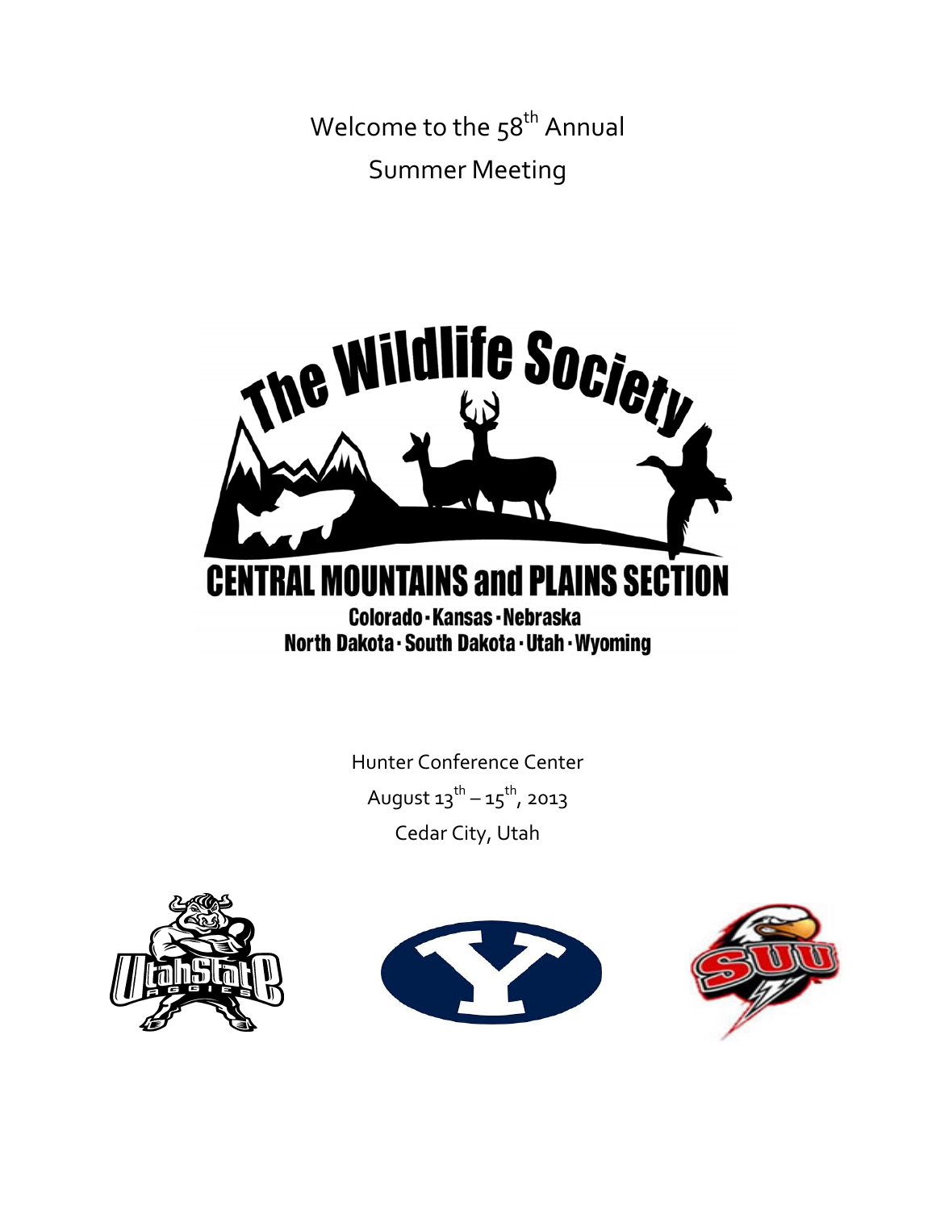# Welcome to the 58th Annual Summer Meeting

The Wildlife Society

CENTRAL MOUNTAINS and PLAINS SECTION

Colorado · Kansas · Nebraska
North Dakota · South Dakota · Utah · Wyoming

Hunter Conference Center

August 13th – 15th, 2013

Cedar City, Utah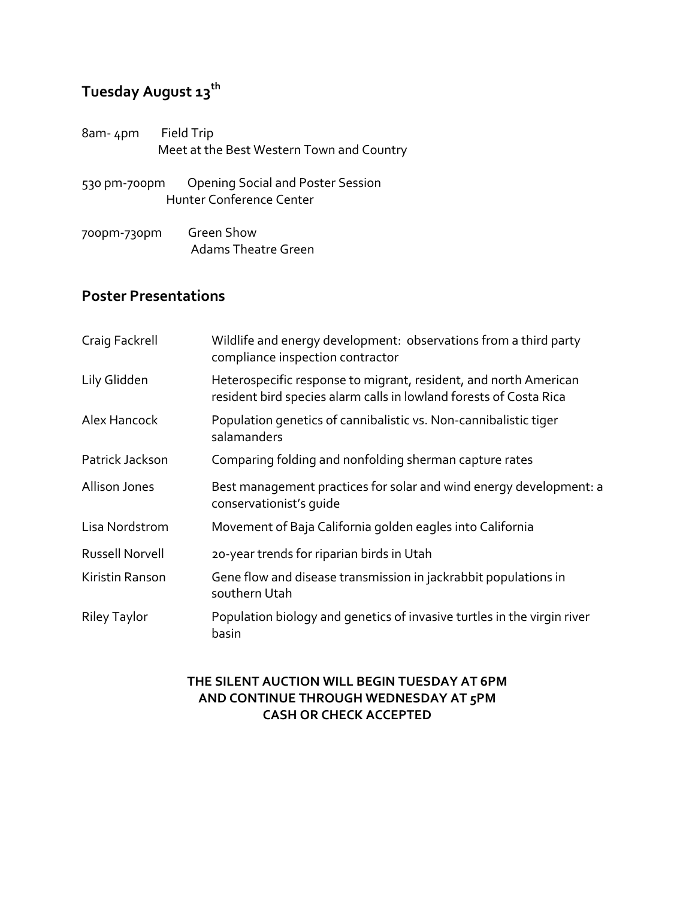## Tuesday August 13th

8am- 4pm Field Trip
Meet at the Best Western Town and Country

530 pm-700pm Opening Social and Poster Session
Hunter Conference Center

700pm-730pm Green Show
Adams Theatre Green

## Poster Presentations

| | |
|---|---|
| Craig Fackrell | Wildlife and energy development: observations from a third party compliance inspection contractor |
| Lily Glidden | Heterospecific response to migrant, resident, and north American resident bird species alarm calls in lowland forests of Costa Rica |
| Alex Hancock | Population genetics of cannibalistic vs. Non-cannibalistic tiger salamanders |
| Patrick Jackson | Comparing folding and nonfolding sherman capture rates |
| Allison Jones | Best management practices for solar and wind energy development: a conservationist's guide |
| Lisa Nordstrom | Movement of Baja California golden eagles into California |
| Russell Norvell | 20-year trends for riparian birds in Utah |
| Kiristin Ranson | Gene flow and disease transmission in jackrabbit populations in southern Utah |
| Riley Taylor | Population biology and genetics of invasive turtles in the virgin river basin |

**THE SILENT AUCTION WILL BEGIN TUESDAY AT 6PM**
**AND CONTINUE THROUGH WEDNESDAY AT 5PM**
**CASH OR CHECK ACCEPTED**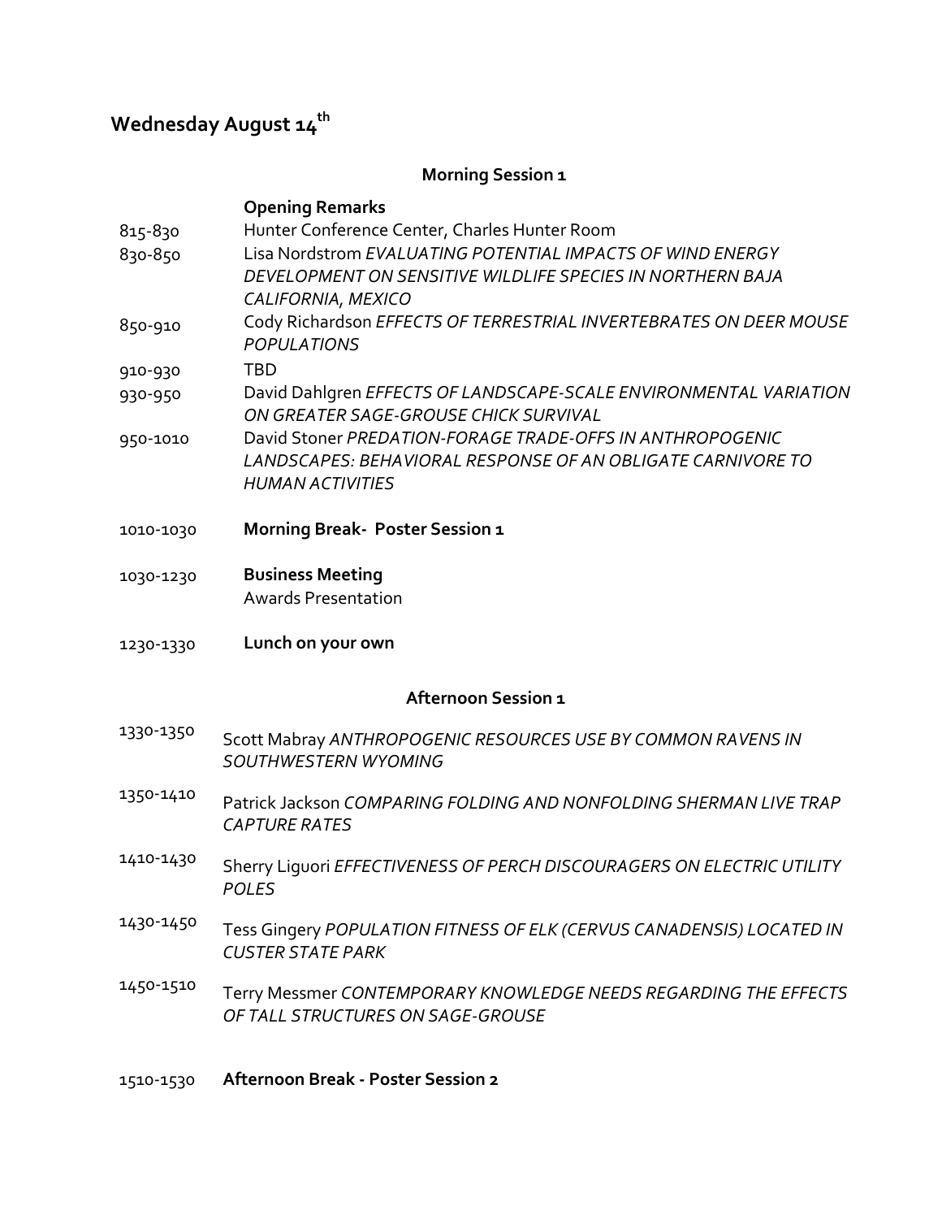# Wednesday August 14th

## Morning Session 1

| | |
|---|---|
| | **Opening Remarks** |
| 815-830 | Hunter Conference Center, Charles Hunter Room |
| 830-850 | Lisa Nordstrom *EVALUATING POTENTIAL IMPACTS OF WIND ENERGY DEVELOPMENT ON SENSITIVE WILDLIFE SPECIES IN NORTHERN BAJA CALIFORNIA, MEXICO* |
| 850-910 | Cody Richardson *EFFECTS OF TERRESTRIAL INVERTEBRATES ON DEER MOUSE POPULATIONS* |
| 910-930 | TBD |
| 930-950 | David Dahlgren *EFFECTS OF LANDSCAPE-SCALE ENVIRONMENTAL VARIATION ON GREATER SAGE-GROUSE CHICK SURVIVAL* |
| 950-1010 | David Stoner *PREDATION-FORAGE TRADE-OFFS IN ANTHROPOGENIC LANDSCAPES: BEHAVIORAL RESPONSE OF AN OBLIGATE CARNIVORE TO HUMAN ACTIVITIES* |
| 1010-1030 | **Morning Break- Poster Session 1** |
| 1030-1230 | **Business Meeting**<br>Awards Presentation |
| 1230-1330 | **Lunch on your own** |

## Afternoon Session 1

| | |
|---|---|
| 1330-1350 | Scott Mabray *ANTHROPOGENIC RESOURCES USE BY COMMON RAVENS IN SOUTHWESTERN WYOMING* |
| 1350-1410 | Patrick Jackson *COMPARING FOLDING AND NONFOLDING SHERMAN LIVE TRAP CAPTURE RATES* |
| 1410-1430 | Sherry Liguori *EFFECTIVENESS OF PERCH DISCOURAGERS ON ELECTRIC UTILITY POLES* |
| 1430-1450 | Tess Gingery *POPULATION FITNESS OF ELK (CERVUS CANADENSIS) LOCATED IN CUSTER STATE PARK* |
| 1450-1510 | Terry Messmer *CONTEMPORARY KNOWLEDGE NEEDS REGARDING THE EFFECTS OF TALL STRUCTURES ON SAGE-GROUSE* |
| 1510-1530 | **Afternoon Break - Poster Session 2** |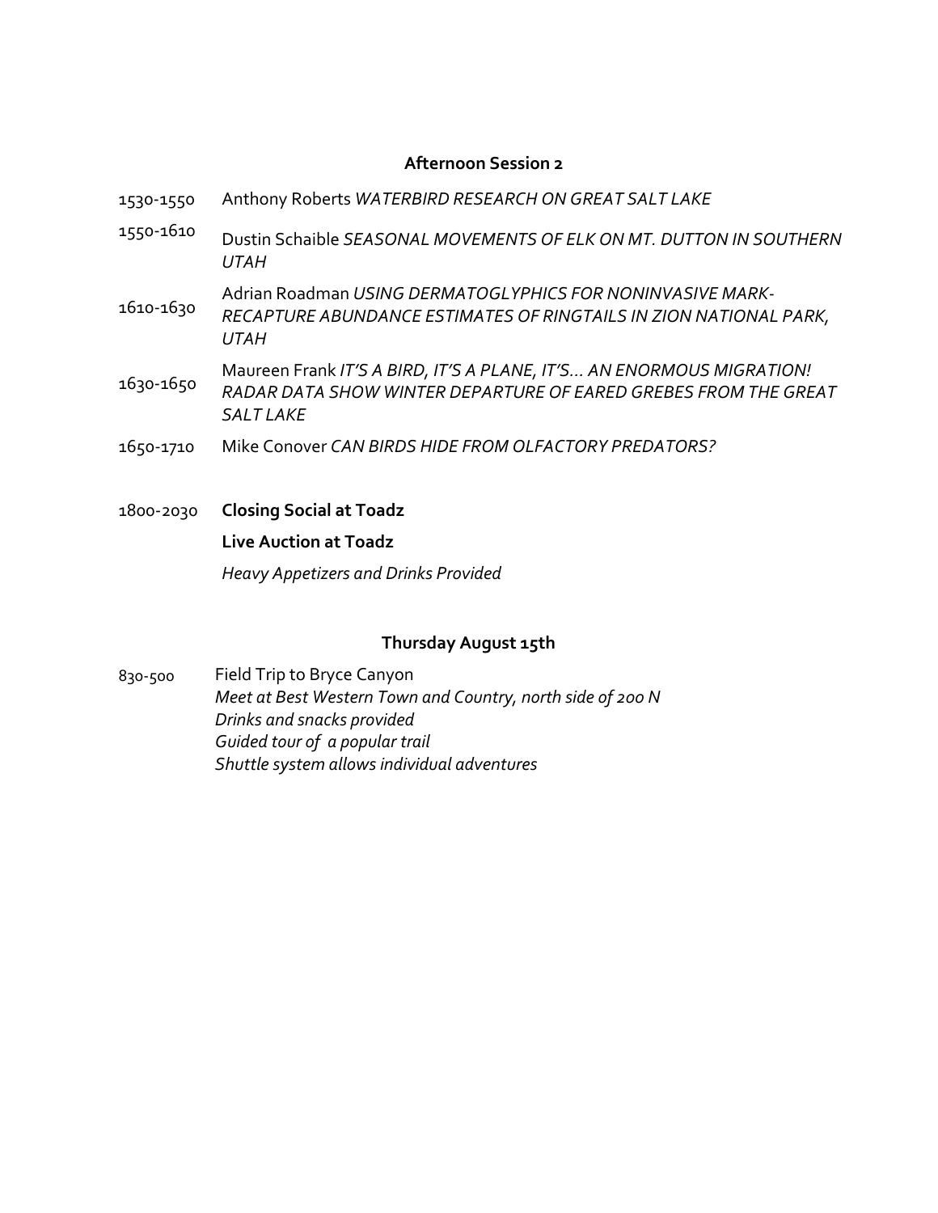### Afternoon Session 2

1530-1550 Anthony Roberts *WATERBIRD RESEARCH ON GREAT SALT LAKE*

1550-1610 Dustin Schaible *SEASONAL MOVEMENTS OF ELK ON MT. DUTTON IN SOUTHERN UTAH*

1610-1630 Adrian Roadman *USING DERMATOGLYPHICS FOR NONINVASIVE MARK-RECAPTURE ABUNDANCE ESTIMATES OF RINGTAILS IN ZION NATIONAL PARK, UTAH*

1630-1650 Maureen Frank *IT'S A BIRD, IT'S A PLANE, IT'S… AN ENORMOUS MIGRATION! RADAR DATA SHOW WINTER DEPARTURE OF EARED GREBES FROM THE GREAT SALT LAKE*

1650-1710 Mike Conover *CAN BIRDS HIDE FROM OLFACTORY PREDATORS?*

1800-2030 **Closing Social at Toadz**

**Live Auction at Toadz**

*Heavy Appetizers and Drinks Provided*

### Thursday August 15th

830-500 Field Trip to Bryce Canyon
*Meet at Best Western Town and Country, north side of 200 N*
*Drinks and snacks provided*
*Guided tour of a popular trail*
*Shuttle system allows individual adventures*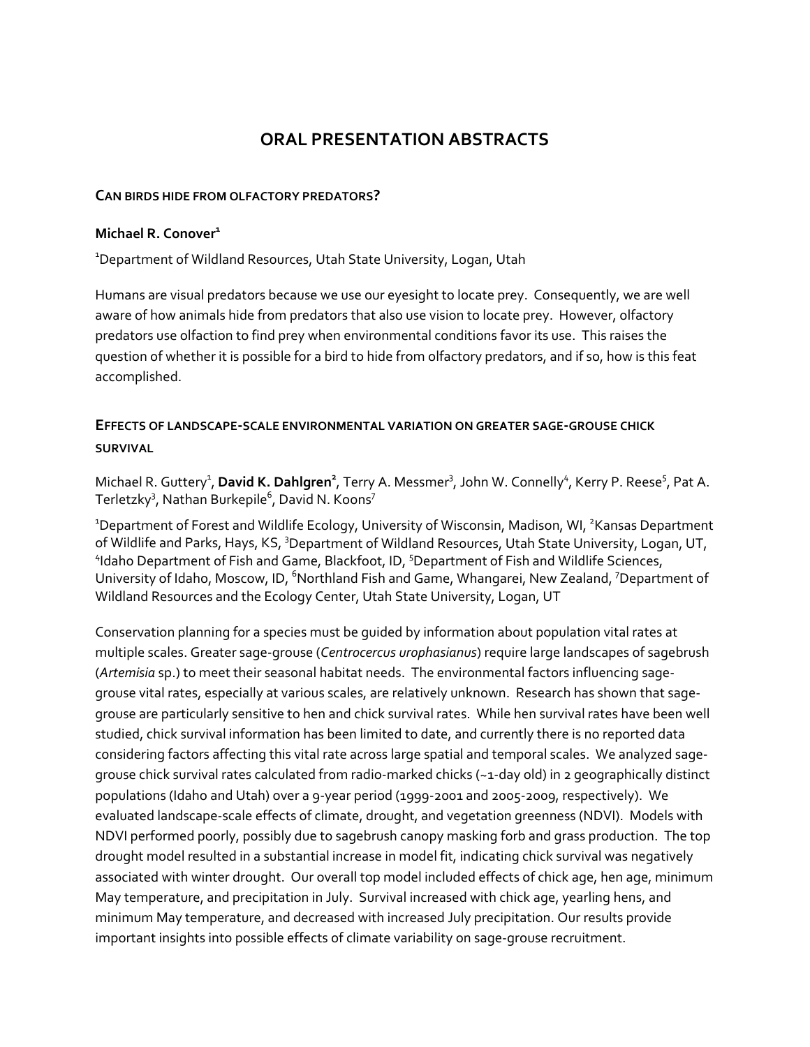# ORAL PRESENTATION ABSTRACTS

## CAN BIRDS HIDE FROM OLFACTORY PREDATORS?

**Michael R. Conover**[1]

[1]Department of Wildland Resources, Utah State University, Logan, Utah

Humans are visual predators because we use our eyesight to locate prey. Consequently, we are well aware of how animals hide from predators that also use vision to locate prey. However, olfactory predators use olfaction to find prey when environmental conditions favor its use. This raises the question of whether it is possible for a bird to hide from olfactory predators, and if so, how is this feat accomplished.

## EFFECTS OF LANDSCAPE-SCALE ENVIRONMENTAL VARIATION ON GREATER SAGE-GROUSE CHICK SURVIVAL

Michael R. Guttery[1], **David K. Dahlgren[2]**, Terry A. Messmer[3], John W. Connelly[4], Kerry P. Reese[5], Pat A. Terletzky[3], Nathan Burkepile[6], David N. Koons[7]

[1]Department of Forest and Wildlife Ecology, University of Wisconsin, Madison, WI, [2]Kansas Department of Wildlife and Parks, Hays, KS, [3]Department of Wildland Resources, Utah State University, Logan, UT, [4]Idaho Department of Fish and Game, Blackfoot, ID, [5]Department of Fish and Wildlife Sciences, University of Idaho, Moscow, ID, [6]Northland Fish and Game, Whangarei, New Zealand, [7]Department of Wildland Resources and the Ecology Center, Utah State University, Logan, UT

Conservation planning for a species must be guided by information about population vital rates at multiple scales. Greater sage-grouse (*Centrocercus urophasianus*) require large landscapes of sagebrush (*Artemisia* sp.) to meet their seasonal habitat needs. The environmental factors influencing sage-grouse vital rates, especially at various scales, are relatively unknown. Research has shown that sage-grouse are particularly sensitive to hen and chick survival rates. While hen survival rates have been well studied, chick survival information has been limited to date, and currently there is no reported data considering factors affecting this vital rate across large spatial and temporal scales. We analyzed sage-grouse chick survival rates calculated from radio-marked chicks (~1-day old) in 2 geographically distinct populations (Idaho and Utah) over a 9-year period (1999-2001 and 2005-2009, respectively). We evaluated landscape-scale effects of climate, drought, and vegetation greenness (NDVI). Models with NDVI performed poorly, possibly due to sagebrush canopy masking forb and grass production. The top drought model resulted in a substantial increase in model fit, indicating chick survival was negatively associated with winter drought. Our overall top model included effects of chick age, hen age, minimum May temperature, and precipitation in July. Survival increased with chick age, yearling hens, and minimum May temperature, and decreased with increased July precipitation. Our results provide important insights into possible effects of climate variability on sage-grouse recruitment.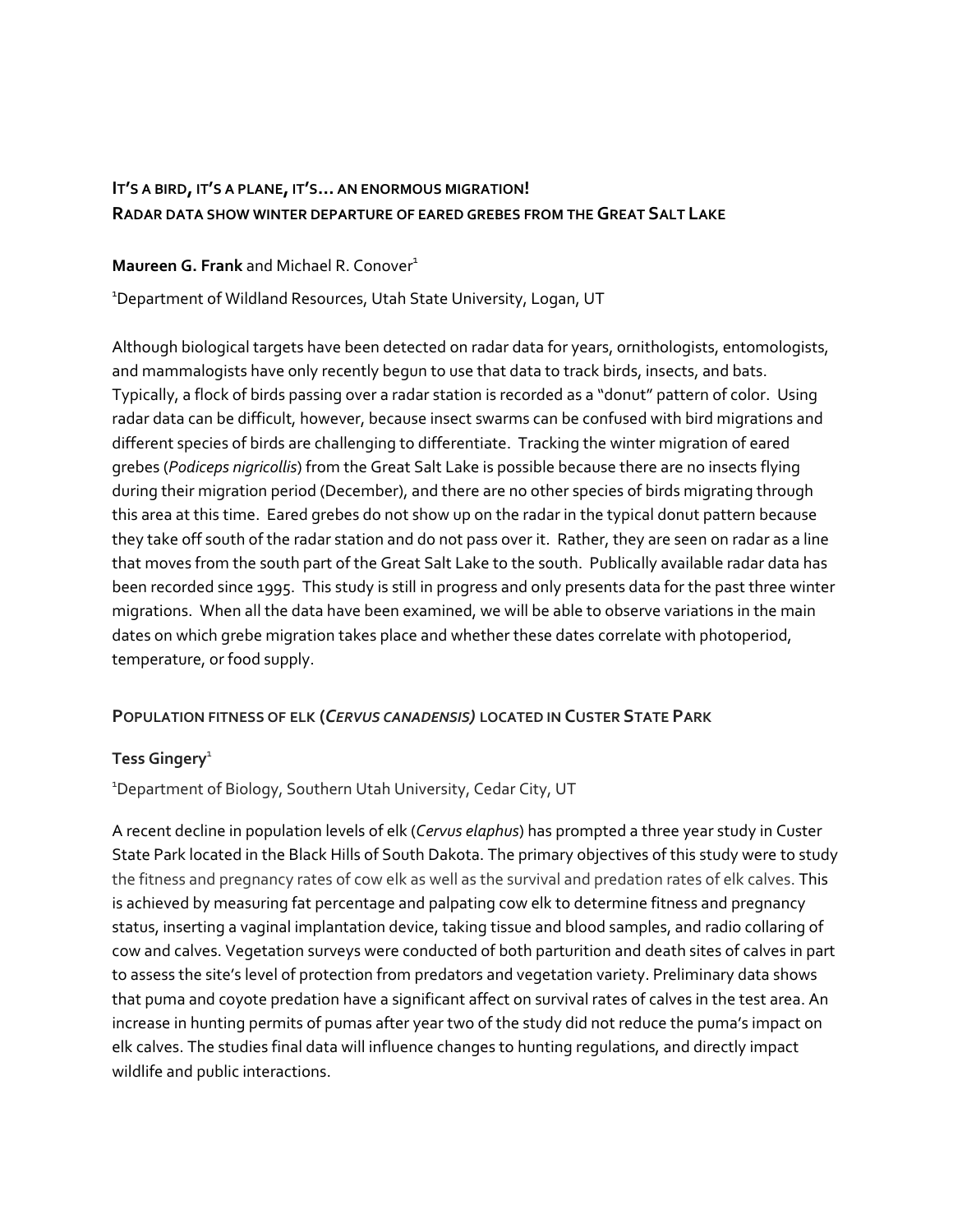## It's a bird, it's a plane, it's... an enormous migration!
## Radar data show winter departure of eared grebes from the Great Salt Lake

**Maureen G. Frank** and Michael R. Conover[1]

[1]Department of Wildland Resources, Utah State University, Logan, UT

Although biological targets have been detected on radar data for years, ornithologists, entomologists, and mammalogists have only recently begun to use that data to track birds, insects, and bats. Typically, a flock of birds passing over a radar station is recorded as a "donut" pattern of color. Using radar data can be difficult, however, because insect swarms can be confused with bird migrations and different species of birds are challenging to differentiate. Tracking the winter migration of eared grebes (*Podiceps nigricollis*) from the Great Salt Lake is possible because there are no insects flying during their migration period (December), and there are no other species of birds migrating through this area at this time. Eared grebes do not show up on the radar in the typical donut pattern because they take off south of the radar station and do not pass over it. Rather, they are seen on radar as a line that moves from the south part of the Great Salt Lake to the south. Publically available radar data has been recorded since 1995. This study is still in progress and only presents data for the past three winter migrations. When all the data have been examined, we will be able to observe variations in the main dates on which grebe migration takes place and whether these dates correlate with photoperiod, temperature, or food supply.

## Population fitness of elk (*Cervus canadensis*) located in Custer State Park

**Tess Gingery**[1]

[1]Department of Biology, Southern Utah University, Cedar City, UT

A recent decline in population levels of elk (*Cervus elaphus*) has prompted a three year study in Custer State Park located in the Black Hills of South Dakota. The primary objectives of this study were to study the fitness and pregnancy rates of cow elk as well as the survival and predation rates of elk calves. This is achieved by measuring fat percentage and palpating cow elk to determine fitness and pregnancy status, inserting a vaginal implantation device, taking tissue and blood samples, and radio collaring of cow and calves. Vegetation surveys were conducted of both parturition and death sites of calves in part to assess the site's level of protection from predators and vegetation variety. Preliminary data shows that puma and coyote predation have a significant affect on survival rates of calves in the test area. An increase in hunting permits of pumas after year two of the study did not reduce the puma's impact on elk calves. The studies final data will influence changes to hunting regulations, and directly impact wildlife and public interactions.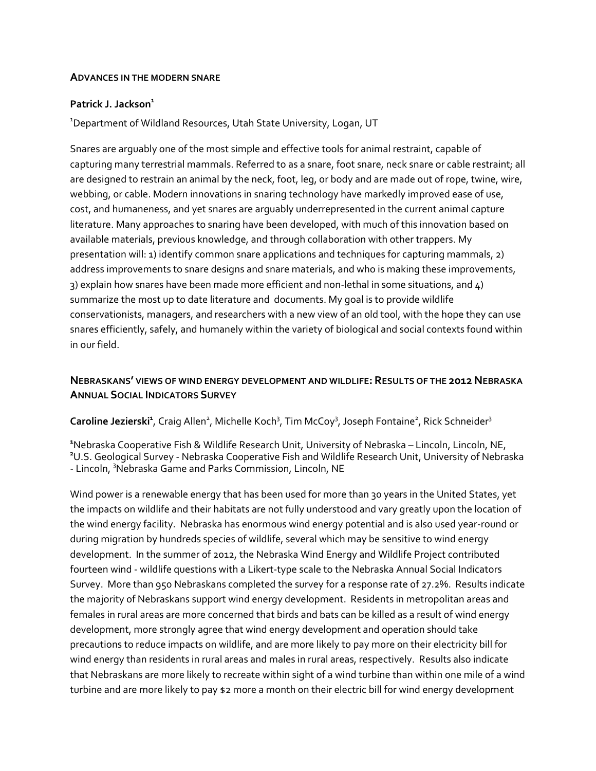### ADVANCES IN THE MODERN SNARE

**Patrick J. Jackson**[1]

[1]Department of Wildland Resources, Utah State University, Logan, UT

Snares are arguably one of the most simple and effective tools for animal restraint, capable of capturing many terrestrial mammals. Referred to as a snare, foot snare, neck snare or cable restraint; all are designed to restrain an animal by the neck, foot, leg, or body and are made out of rope, twine, wire, webbing, or cable. Modern innovations in snaring technology have markedly improved ease of use, cost, and humaneness, and yet snares are arguably underrepresented in the current animal capture literature. Many approaches to snaring have been developed, with much of this innovation based on available materials, previous knowledge, and through collaboration with other trappers. My presentation will: 1) identify common snare applications and techniques for capturing mammals, 2) address improvements to snare designs and snare materials, and who is making these improvements, 3) explain how snares have been made more efficient and non-lethal in some situations, and 4) summarize the most up to date literature and documents. My goal is to provide wildlife conservationists, managers, and researchers with a new view of an old tool, with the hope they can use snares efficiently, safely, and humanely within the variety of biological and social contexts found within in our field.

### NEBRASKANS' VIEWS OF WIND ENERGY DEVELOPMENT AND WILDLIFE: RESULTS OF THE 2012 NEBRASKA ANNUAL SOCIAL INDICATORS SURVEY

**Caroline Jezierski**[1], Craig Allen[2], Michelle Koch[3], Tim McCoy[3], Joseph Fontaine[2], Rick Schneider[3]

[1]Nebraska Cooperative Fish & Wildlife Research Unit, University of Nebraska – Lincoln, Lincoln, NE, [2]U.S. Geological Survey - Nebraska Cooperative Fish and Wildlife Research Unit, University of Nebraska - Lincoln, [3]Nebraska Game and Parks Commission, Lincoln, NE

Wind power is a renewable energy that has been used for more than 30 years in the United States, yet the impacts on wildlife and their habitats are not fully understood and vary greatly upon the location of the wind energy facility. Nebraska has enormous wind energy potential and is also used year-round or during migration by hundreds species of wildlife, several which may be sensitive to wind energy development. In the summer of 2012, the Nebraska Wind Energy and Wildlife Project contributed fourteen wind - wildlife questions with a Likert-type scale to the Nebraska Annual Social Indicators Survey. More than 950 Nebraskans completed the survey for a response rate of 27.2%. Results indicate the majority of Nebraskans support wind energy development. Residents in metropolitan areas and females in rural areas are more concerned that birds and bats can be killed as a result of wind energy development, more strongly agree that wind energy development and operation should take precautions to reduce impacts on wildlife, and are more likely to pay more on their electricity bill for wind energy than residents in rural areas and males in rural areas, respectively. Results also indicate that Nebraskans are more likely to recreate within sight of a wind turbine than within one mile of a wind turbine and are more likely to pay $2 more a month on their electric bill for wind energy development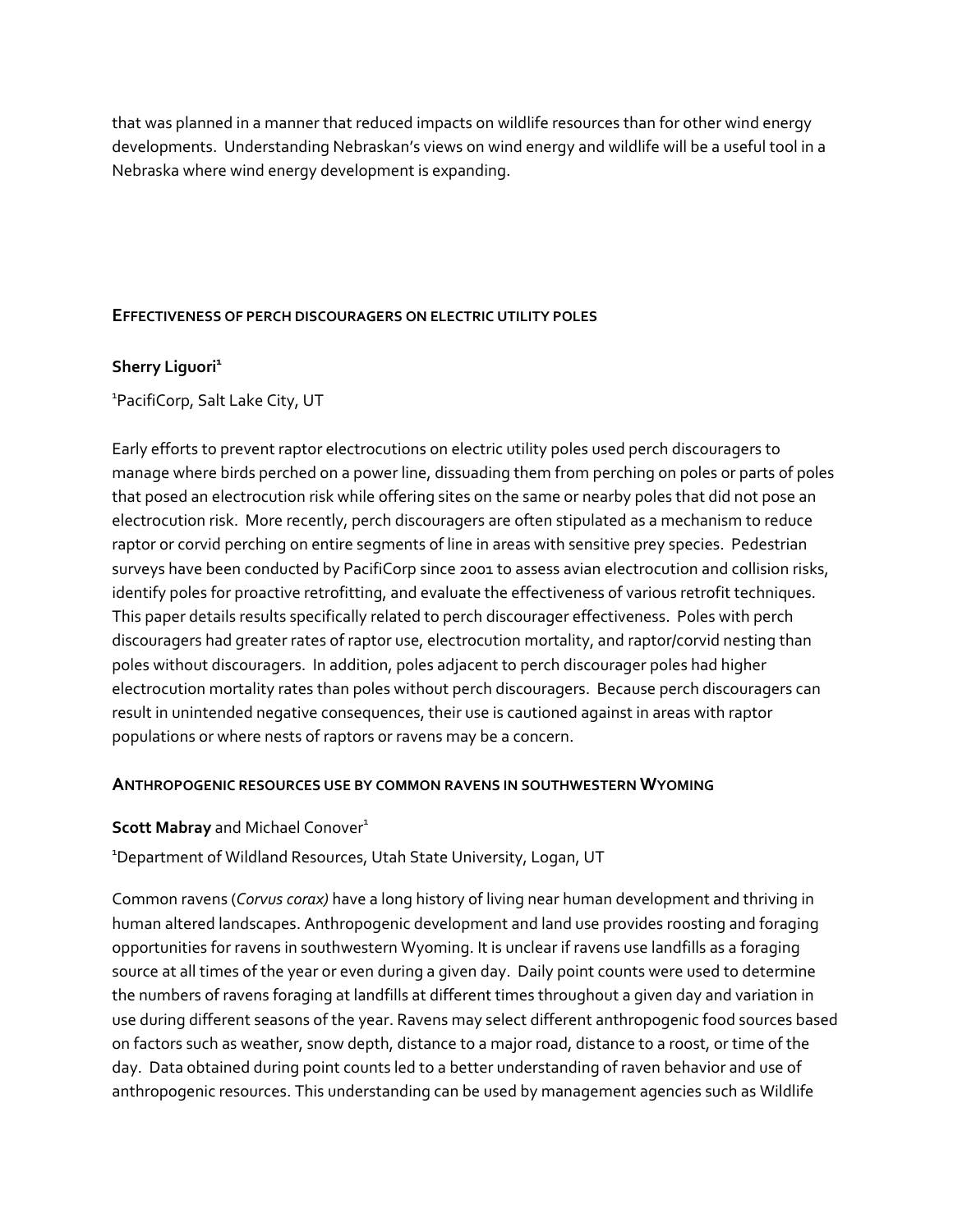that was planned in a manner that reduced impacts on wildlife resources than for other wind energy developments. Understanding Nebraskan's views on wind energy and wildlife will be a useful tool in a Nebraska where wind energy development is expanding.

## Effectiveness of perch discouragers on electric utility poles

**Sherry Liguori**[1]

[1]PacifiCorp, Salt Lake City, UT

Early efforts to prevent raptor electrocutions on electric utility poles used perch discouragers to manage where birds perched on a power line, dissuading them from perching on poles or parts of poles that posed an electrocution risk while offering sites on the same or nearby poles that did not pose an electrocution risk. More recently, perch discouragers are often stipulated as a mechanism to reduce raptor or corvid perching on entire segments of line in areas with sensitive prey species. Pedestrian surveys have been conducted by PacifiCorp since 2001 to assess avian electrocution and collision risks, identify poles for proactive retrofitting, and evaluate the effectiveness of various retrofit techniques. This paper details results specifically related to perch discourager effectiveness. Poles with perch discouragers had greater rates of raptor use, electrocution mortality, and raptor/corvid nesting than poles without discouragers. In addition, poles adjacent to perch discourager poles had higher electrocution mortality rates than poles without perch discouragers. Because perch discouragers can result in unintended negative consequences, their use is cautioned against in areas with raptor populations or where nests of raptors or ravens may be a concern.

## Anthropogenic resources use by common ravens in southwestern Wyoming

**Scott Mabray** and Michael Conover[1]

[1]Department of Wildland Resources, Utah State University, Logan, UT

Common ravens (*Corvus corax)* have a long history of living near human development and thriving in human altered landscapes. Anthropogenic development and land use provides roosting and foraging opportunities for ravens in southwestern Wyoming. It is unclear if ravens use landfills as a foraging source at all times of the year or even during a given day. Daily point counts were used to determine the numbers of ravens foraging at landfills at different times throughout a given day and variation in use during different seasons of the year. Ravens may select different anthropogenic food sources based on factors such as weather, snow depth, distance to a major road, distance to a roost, or time of the day. Data obtained during point counts led to a better understanding of raven behavior and use of anthropogenic resources. This understanding can be used by management agencies such as Wildlife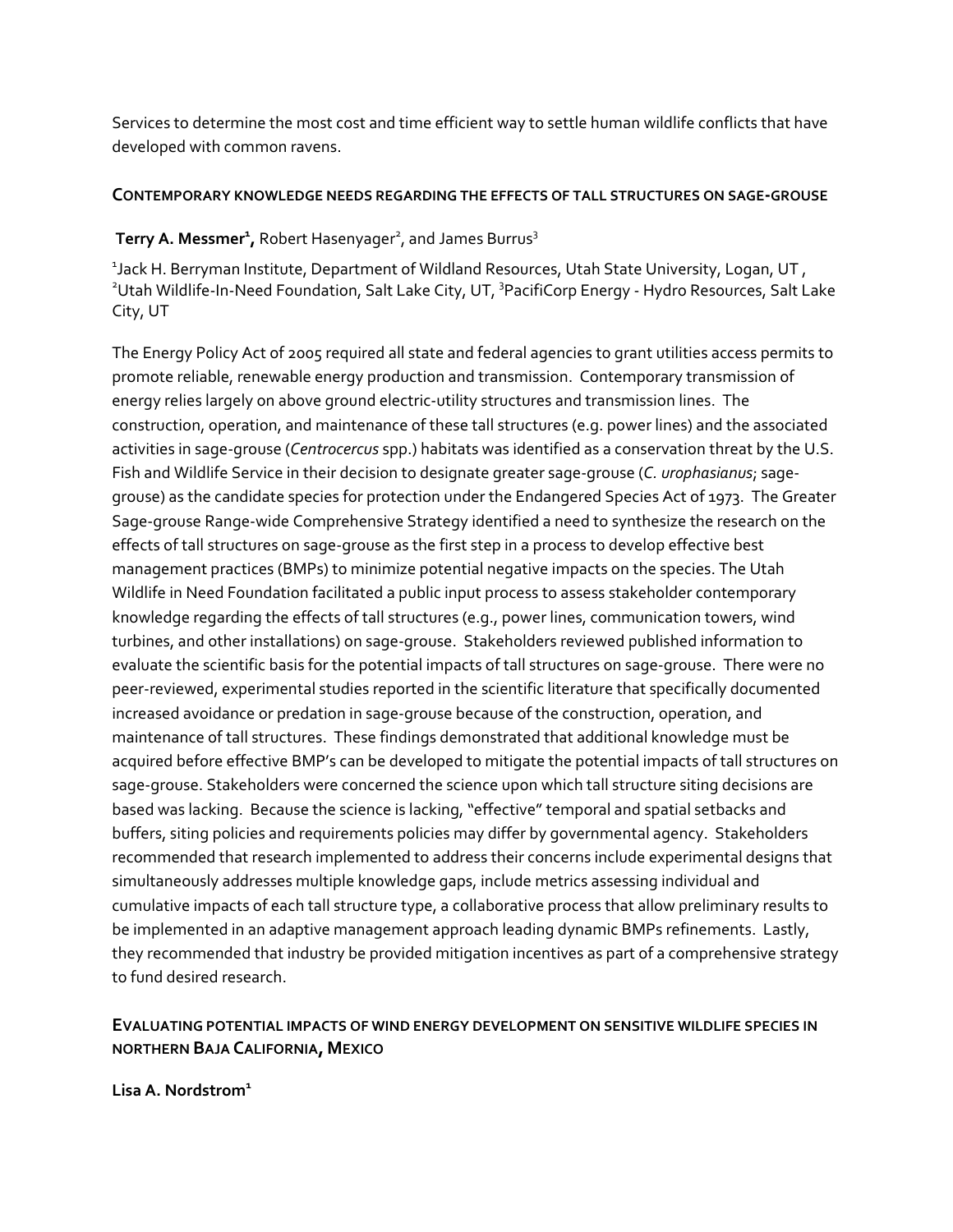Services to determine the most cost and time efficient way to settle human wildlife conflicts that have developed with common ravens.

## CONTEMPORARY KNOWLEDGE NEEDS REGARDING THE EFFECTS OF TALL STRUCTURES ON SAGE-GROUSE

**Terry A. Messmer[1],** Robert Hasenyager[2], and James Burrus[3]

[1]Jack H. Berryman Institute, Department of Wildland Resources, Utah State University, Logan, UT , [2]Utah Wildlife-In-Need Foundation, Salt Lake City, UT, [3]PacifiCorp Energy - Hydro Resources, Salt Lake City, UT

The Energy Policy Act of 2005 required all state and federal agencies to grant utilities access permits to promote reliable, renewable energy production and transmission. Contemporary transmission of energy relies largely on above ground electric-utility structures and transmission lines. The construction, operation, and maintenance of these tall structures (e.g. power lines) and the associated activities in sage-grouse (*Centrocercus* spp.) habitats was identified as a conservation threat by the U.S. Fish and Wildlife Service in their decision to designate greater sage-grouse (*C. urophasianus*; sage-grouse) as the candidate species for protection under the Endangered Species Act of 1973. The Greater Sage-grouse Range-wide Comprehensive Strategy identified a need to synthesize the research on the effects of tall structures on sage-grouse as the first step in a process to develop effective best management practices (BMPs) to minimize potential negative impacts on the species. The Utah Wildlife in Need Foundation facilitated a public input process to assess stakeholder contemporary knowledge regarding the effects of tall structures (e.g., power lines, communication towers, wind turbines, and other installations) on sage-grouse. Stakeholders reviewed published information to evaluate the scientific basis for the potential impacts of tall structures on sage-grouse. There were no peer-reviewed, experimental studies reported in the scientific literature that specifically documented increased avoidance or predation in sage-grouse because of the construction, operation, and maintenance of tall structures. These findings demonstrated that additional knowledge must be acquired before effective BMP's can be developed to mitigate the potential impacts of tall structures on sage-grouse. Stakeholders were concerned the science upon which tall structure siting decisions are based was lacking. Because the science is lacking, "effective" temporal and spatial setbacks and buffers, siting policies and requirements policies may differ by governmental agency. Stakeholders recommended that research implemented to address their concerns include experimental designs that simultaneously addresses multiple knowledge gaps, include metrics assessing individual and cumulative impacts of each tall structure type, a collaborative process that allow preliminary results to be implemented in an adaptive management approach leading dynamic BMPs refinements. Lastly, they recommended that industry be provided mitigation incentives as part of a comprehensive strategy to fund desired research.

## EVALUATING POTENTIAL IMPACTS OF WIND ENERGY DEVELOPMENT ON SENSITIVE WILDLIFE SPECIES IN NORTHERN BAJA CALIFORNIA, MEXICO

**Lisa A. Nordstrom[1]**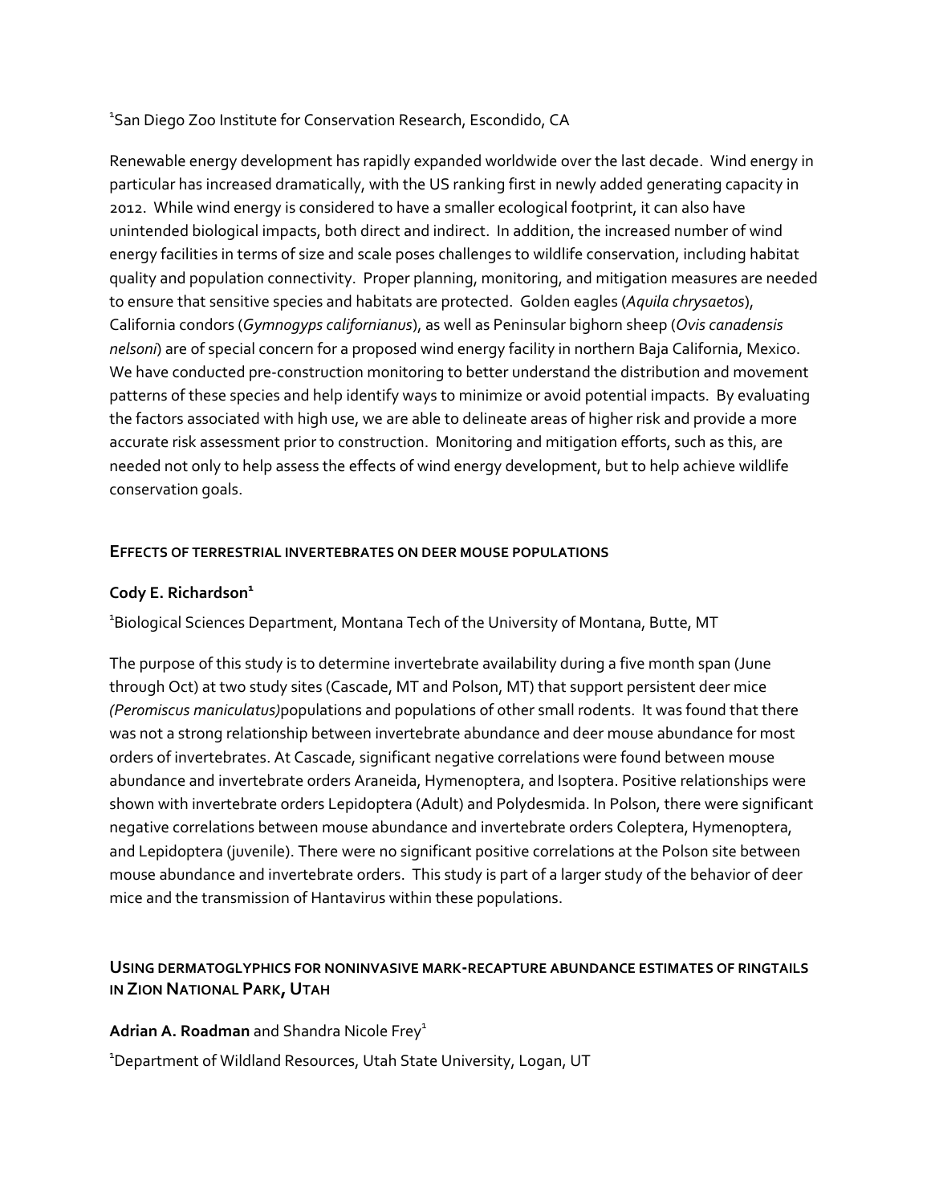[1]San Diego Zoo Institute for Conservation Research, Escondido, CA

Renewable energy development has rapidly expanded worldwide over the last decade. Wind energy in particular has increased dramatically, with the US ranking first in newly added generating capacity in 2012. While wind energy is considered to have a smaller ecological footprint, it can also have unintended biological impacts, both direct and indirect. In addition, the increased number of wind energy facilities in terms of size and scale poses challenges to wildlife conservation, including habitat quality and population connectivity. Proper planning, monitoring, and mitigation measures are needed to ensure that sensitive species and habitats are protected. Golden eagles (*Aquila chrysaetos*), California condors (*Gymnogyps californianus*), as well as Peninsular bighorn sheep (*Ovis canadensis nelsoni*) are of special concern for a proposed wind energy facility in northern Baja California, Mexico. We have conducted pre-construction monitoring to better understand the distribution and movement patterns of these species and help identify ways to minimize or avoid potential impacts. By evaluating the factors associated with high use, we are able to delineate areas of higher risk and provide a more accurate risk assessment prior to construction. Monitoring and mitigation efforts, such as this, are needed not only to help assess the effects of wind energy development, but to help achieve wildlife conservation goals.

## EFFECTS OF TERRESTRIAL INVERTEBRATES ON DEER MOUSE POPULATIONS

**Cody E. Richardson**[1]

[1]Biological Sciences Department, Montana Tech of the University of Montana, Butte, MT

The purpose of this study is to determine invertebrate availability during a five month span (June through Oct) at two study sites (Cascade, MT and Polson, MT) that support persistent deer mice *(Peromiscus maniculatus)*populations and populations of other small rodents. It was found that there was not a strong relationship between invertebrate abundance and deer mouse abundance for most orders of invertebrates. At Cascade, significant negative correlations were found between mouse abundance and invertebrate orders Araneida, Hymenoptera, and Isoptera. Positive relationships were shown with invertebrate orders Lepidoptera (Adult) and Polydesmida. In Polson, there were significant negative correlations between mouse abundance and invertebrate orders Coleptera, Hymenoptera, and Lepidoptera (juvenile). There were no significant positive correlations at the Polson site between mouse abundance and invertebrate orders. This study is part of a larger study of the behavior of deer mice and the transmission of Hantavirus within these populations.

## USING DERMATOGLYPHICS FOR NONINVASIVE MARK-RECAPTURE ABUNDANCE ESTIMATES OF RINGTAILS IN ZION NATIONAL PARK, UTAH

**Adrian A. Roadman** and Shandra Nicole Frey[1]

[1]Department of Wildland Resources, Utah State University, Logan, UT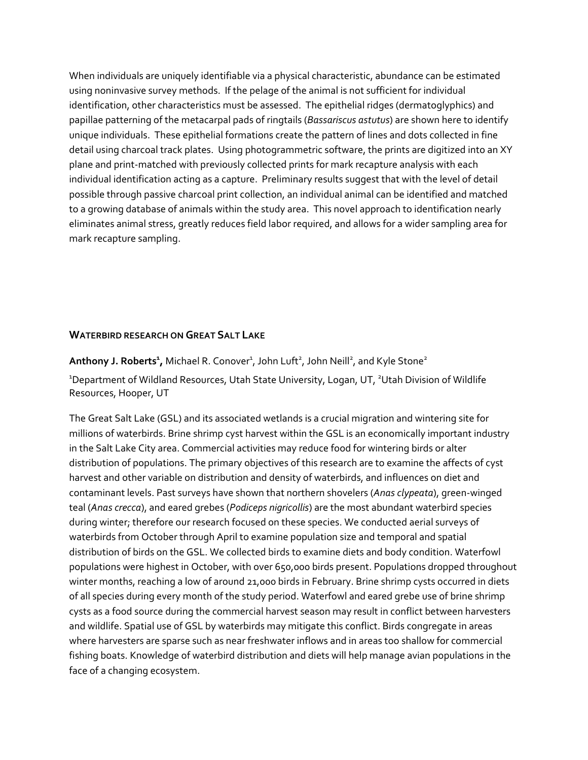When individuals are uniquely identifiable via a physical characteristic, abundance can be estimated using noninvasive survey methods. If the pelage of the animal is not sufficient for individual identification, other characteristics must be assessed. The epithelial ridges (dermatoglyphics) and papillae patterning of the metacarpal pads of ringtails (*Bassariscus astutus*) are shown here to identify unique individuals. These epithelial formations create the pattern of lines and dots collected in fine detail using charcoal track plates. Using photogrammetric software, the prints are digitized into an XY plane and print-matched with previously collected prints for mark recapture analysis with each individual identification acting as a capture. Preliminary results suggest that with the level of detail possible through passive charcoal print collection, an individual animal can be identified and matched to a growing database of animals within the study area. This novel approach to identification nearly eliminates animal stress, greatly reduces field labor required, and allows for a wider sampling area for mark recapture sampling.

### WATERBIRD RESEARCH ON GREAT SALT LAKE

**Anthony J. Roberts[1],** Michael R. Conover[1], John Luft[2], John Neill[2], and Kyle Stone[2]

[1]Department of Wildland Resources, Utah State University, Logan, UT, [2]Utah Division of Wildlife Resources, Hooper, UT

The Great Salt Lake (GSL) and its associated wetlands is a crucial migration and wintering site for millions of waterbirds. Brine shrimp cyst harvest within the GSL is an economically important industry in the Salt Lake City area. Commercial activities may reduce food for wintering birds or alter distribution of populations. The primary objectives of this research are to examine the affects of cyst harvest and other variable on distribution and density of waterbirds, and influences on diet and contaminant levels. Past surveys have shown that northern shovelers (*Anas clypeata*), green-winged teal (*Anas crecca*), and eared grebes (*Podiceps nigricollis*) are the most abundant waterbird species during winter; therefore our research focused on these species. We conducted aerial surveys of waterbirds from October through April to examine population size and temporal and spatial distribution of birds on the GSL. We collected birds to examine diets and body condition. Waterfowl populations were highest in October, with over 650,000 birds present. Populations dropped throughout winter months, reaching a low of around 21,000 birds in February. Brine shrimp cysts occurred in diets of all species during every month of the study period. Waterfowl and eared grebe use of brine shrimp cysts as a food source during the commercial harvest season may result in conflict between harvesters and wildlife. Spatial use of GSL by waterbirds may mitigate this conflict. Birds congregate in areas where harvesters are sparse such as near freshwater inflows and in areas too shallow for commercial fishing boats. Knowledge of waterbird distribution and diets will help manage avian populations in the face of a changing ecosystem.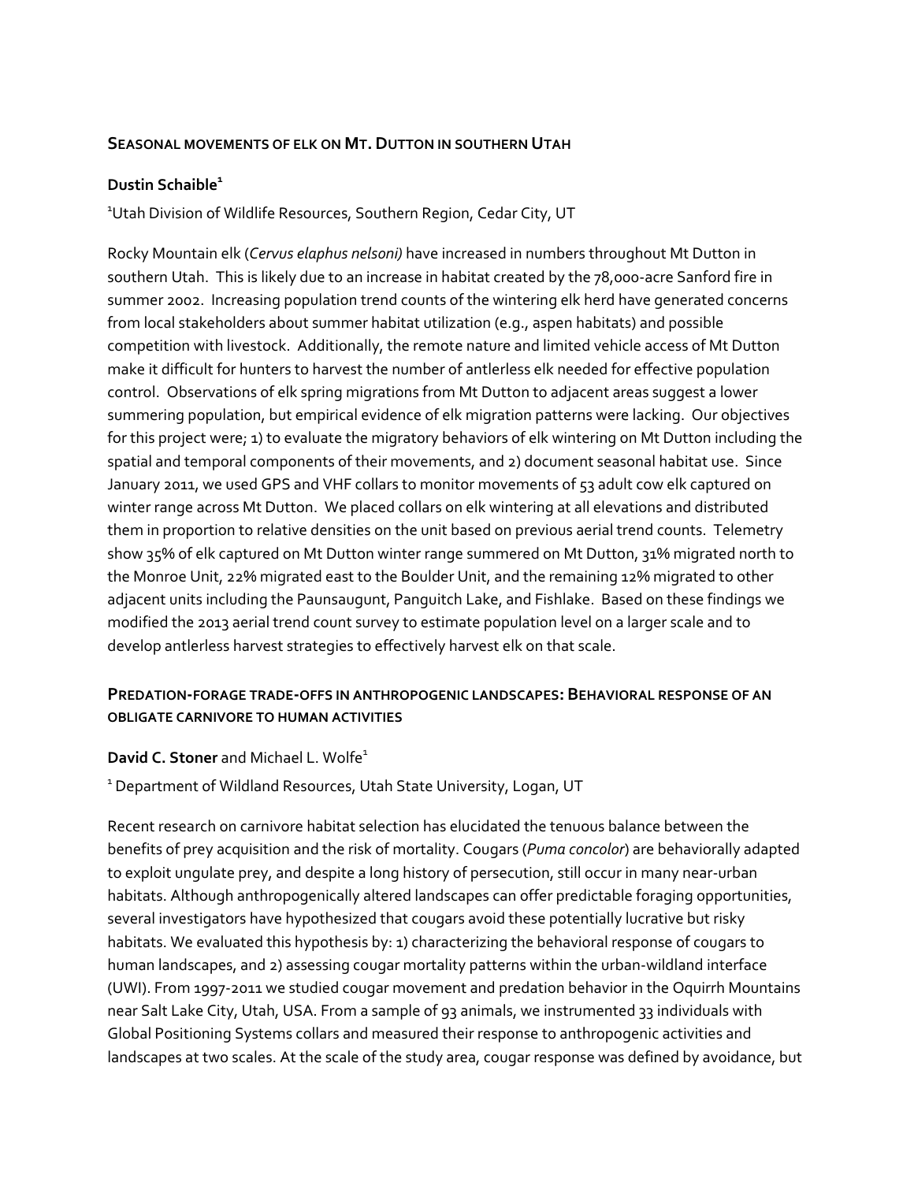## Seasonal movements of elk on Mt. Dutton in southern Utah

**Dustin Schaible**[1]

[1]Utah Division of Wildlife Resources, Southern Region, Cedar City, UT

Rocky Mountain elk (*Cervus elaphus nelsoni)* have increased in numbers throughout Mt Dutton in southern Utah. This is likely due to an increase in habitat created by the 78,000-acre Sanford fire in summer 2002. Increasing population trend counts of the wintering elk herd have generated concerns from local stakeholders about summer habitat utilization (e.g., aspen habitats) and possible competition with livestock. Additionally, the remote nature and limited vehicle access of Mt Dutton make it difficult for hunters to harvest the number of antlerless elk needed for effective population control. Observations of elk spring migrations from Mt Dutton to adjacent areas suggest a lower summering population, but empirical evidence of elk migration patterns were lacking. Our objectives for this project were; 1) to evaluate the migratory behaviors of elk wintering on Mt Dutton including the spatial and temporal components of their movements, and 2) document seasonal habitat use. Since January 2011, we used GPS and VHF collars to monitor movements of 53 adult cow elk captured on winter range across Mt Dutton. We placed collars on elk wintering at all elevations and distributed them in proportion to relative densities on the unit based on previous aerial trend counts. Telemetry show 35% of elk captured on Mt Dutton winter range summered on Mt Dutton, 31% migrated north to the Monroe Unit, 22% migrated east to the Boulder Unit, and the remaining 12% migrated to other adjacent units including the Paunsaugunt, Panguitch Lake, and Fishlake. Based on these findings we modified the 2013 aerial trend count survey to estimate population level on a larger scale and to develop antlerless harvest strategies to effectively harvest elk on that scale.

## Predation-forage trade-offs in anthropogenic landscapes: Behavioral response of an obligate carnivore to human activities

**David C. Stoner** and Michael L. Wolfe[1]

[1] Department of Wildland Resources, Utah State University, Logan, UT

Recent research on carnivore habitat selection has elucidated the tenuous balance between the benefits of prey acquisition and the risk of mortality. Cougars (*Puma concolor*) are behaviorally adapted to exploit ungulate prey, and despite a long history of persecution, still occur in many near-urban habitats. Although anthropogenically altered landscapes can offer predictable foraging opportunities, several investigators have hypothesized that cougars avoid these potentially lucrative but risky habitats. We evaluated this hypothesis by: 1) characterizing the behavioral response of cougars to human landscapes, and 2) assessing cougar mortality patterns within the urban-wildland interface (UWI). From 1997-2011 we studied cougar movement and predation behavior in the Oquirrh Mountains near Salt Lake City, Utah, USA. From a sample of 93 animals, we instrumented 33 individuals with Global Positioning Systems collars and measured their response to anthropogenic activities and landscapes at two scales. At the scale of the study area, cougar response was defined by avoidance, but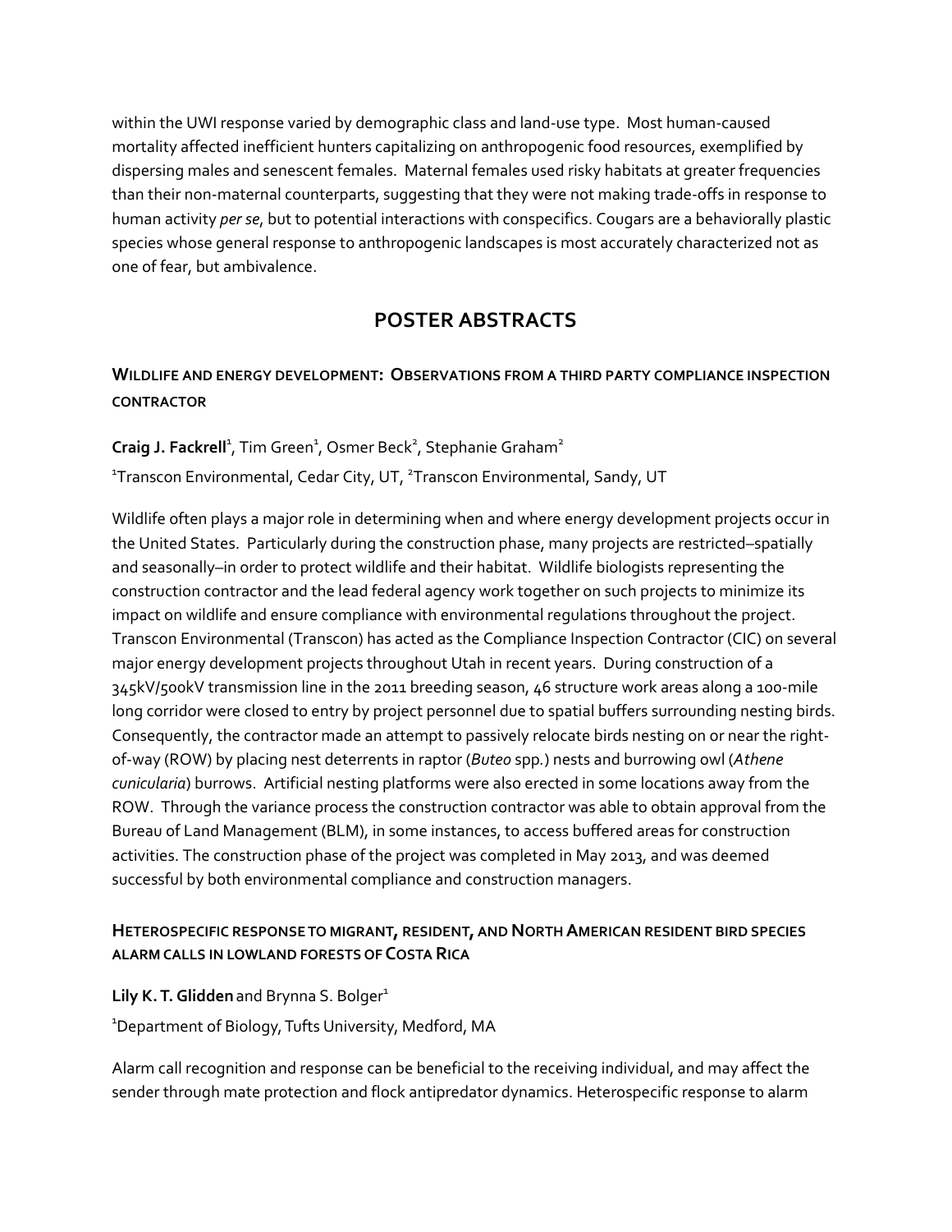within the UWI response varied by demographic class and land-use type. Most human-caused mortality affected inefficient hunters capitalizing on anthropogenic food resources, exemplified by dispersing males and senescent females. Maternal females used risky habitats at greater frequencies than their non-maternal counterparts, suggesting that they were not making trade-offs in response to human activity *per se*, but to potential interactions with conspecifics. Cougars are a behaviorally plastic species whose general response to anthropogenic landscapes is most accurately characterized not as one of fear, but ambivalence.

## POSTER ABSTRACTS

### WILDLIFE AND ENERGY DEVELOPMENT: OBSERVATIONS FROM A THIRD PARTY COMPLIANCE INSPECTION CONTRACTOR

**Craig J. Fackrell**[1], Tim Green[1], Osmer Beck[2], Stephanie Graham[2]

[1]Transcon Environmental, Cedar City, UT, [2]Transcon Environmental, Sandy, UT

Wildlife often plays a major role in determining when and where energy development projects occur in the United States. Particularly during the construction phase, many projects are restricted–spatially and seasonally–in order to protect wildlife and their habitat. Wildlife biologists representing the construction contractor and the lead federal agency work together on such projects to minimize its impact on wildlife and ensure compliance with environmental regulations throughout the project. Transcon Environmental (Transcon) has acted as the Compliance Inspection Contractor (CIC) on several major energy development projects throughout Utah in recent years. During construction of a 345kV/500kV transmission line in the 2011 breeding season, 46 structure work areas along a 100-mile long corridor were closed to entry by project personnel due to spatial buffers surrounding nesting birds. Consequently, the contractor made an attempt to passively relocate birds nesting on or near the right-of-way (ROW) by placing nest deterrents in raptor (*Buteo* spp.) nests and burrowing owl (*Athene cunicularia*) burrows. Artificial nesting platforms were also erected in some locations away from the ROW. Through the variance process the construction contractor was able to obtain approval from the Bureau of Land Management (BLM), in some instances, to access buffered areas for construction activities. The construction phase of the project was completed in May 2013, and was deemed successful by both environmental compliance and construction managers.

### HETEROSPECIFIC RESPONSE TO MIGRANT, RESIDENT, AND NORTH AMERICAN RESIDENT BIRD SPECIES ALARM CALLS IN LOWLAND FORESTS OF COSTA RICA

**Lily K. T. Glidden** and Brynna S. Bolger[1]

[1]Department of Biology, Tufts University, Medford, MA

Alarm call recognition and response can be beneficial to the receiving individual, and may affect the sender through mate protection and flock antipredator dynamics. Heterospecific response to alarm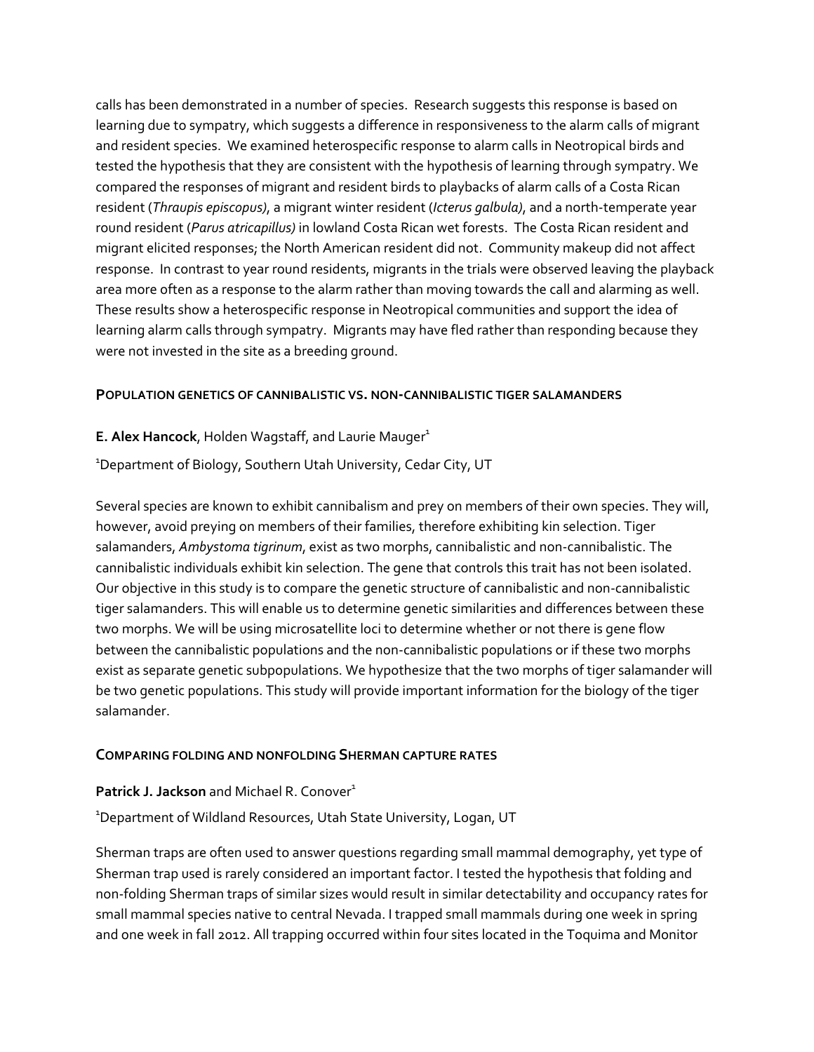calls has been demonstrated in a number of species. Research suggests this response is based on learning due to sympatry, which suggests a difference in responsiveness to the alarm calls of migrant and resident species. We examined heterospecific response to alarm calls in Neotropical birds and tested the hypothesis that they are consistent with the hypothesis of learning through sympatry. We compared the responses of migrant and resident birds to playbacks of alarm calls of a Costa Rican resident (*Thraupis episcopus)*, a migrant winter resident (*Icterus galbula)*, and a north-temperate year round resident (*Parus atricapillus)* in lowland Costa Rican wet forests. The Costa Rican resident and migrant elicited responses; the North American resident did not. Community makeup did not affect response. In contrast to year round residents, migrants in the trials were observed leaving the playback area more often as a response to the alarm rather than moving towards the call and alarming as well. These results show a heterospecific response in Neotropical communities and support the idea of learning alarm calls through sympatry. Migrants may have fled rather than responding because they were not invested in the site as a breeding ground.

### POPULATION GENETICS OF CANNIBALISTIC VS. NON-CANNIBALISTIC TIGER SALAMANDERS

**E. Alex Hancock**, Holden Wagstaff, and Laurie Mauger[1]

[1]Department of Biology, Southern Utah University, Cedar City, UT

Several species are known to exhibit cannibalism and prey on members of their own species. They will, however, avoid preying on members of their families, therefore exhibiting kin selection. Tiger salamanders, *Ambystoma tigrinum*, exist as two morphs, cannibalistic and non-cannibalistic. The cannibalistic individuals exhibit kin selection. The gene that controls this trait has not been isolated. Our objective in this study is to compare the genetic structure of cannibalistic and non-cannibalistic tiger salamanders. This will enable us to determine genetic similarities and differences between these two morphs. We will be using microsatellite loci to determine whether or not there is gene flow between the cannibalistic populations and the non-cannibalistic populations or if these two morphs exist as separate genetic subpopulations. We hypothesize that the two morphs of tiger salamander will be two genetic populations. This study will provide important information for the biology of the tiger salamander.

### COMPARING FOLDING AND NONFOLDING SHERMAN CAPTURE RATES

**Patrick J. Jackson** and Michael R. Conover[1]

[1]Department of Wildland Resources, Utah State University, Logan, UT

Sherman traps are often used to answer questions regarding small mammal demography, yet type of Sherman trap used is rarely considered an important factor. I tested the hypothesis that folding and non-folding Sherman traps of similar sizes would result in similar detectability and occupancy rates for small mammal species native to central Nevada. I trapped small mammals during one week in spring and one week in fall 2012. All trapping occurred within four sites located in the Toquima and Monitor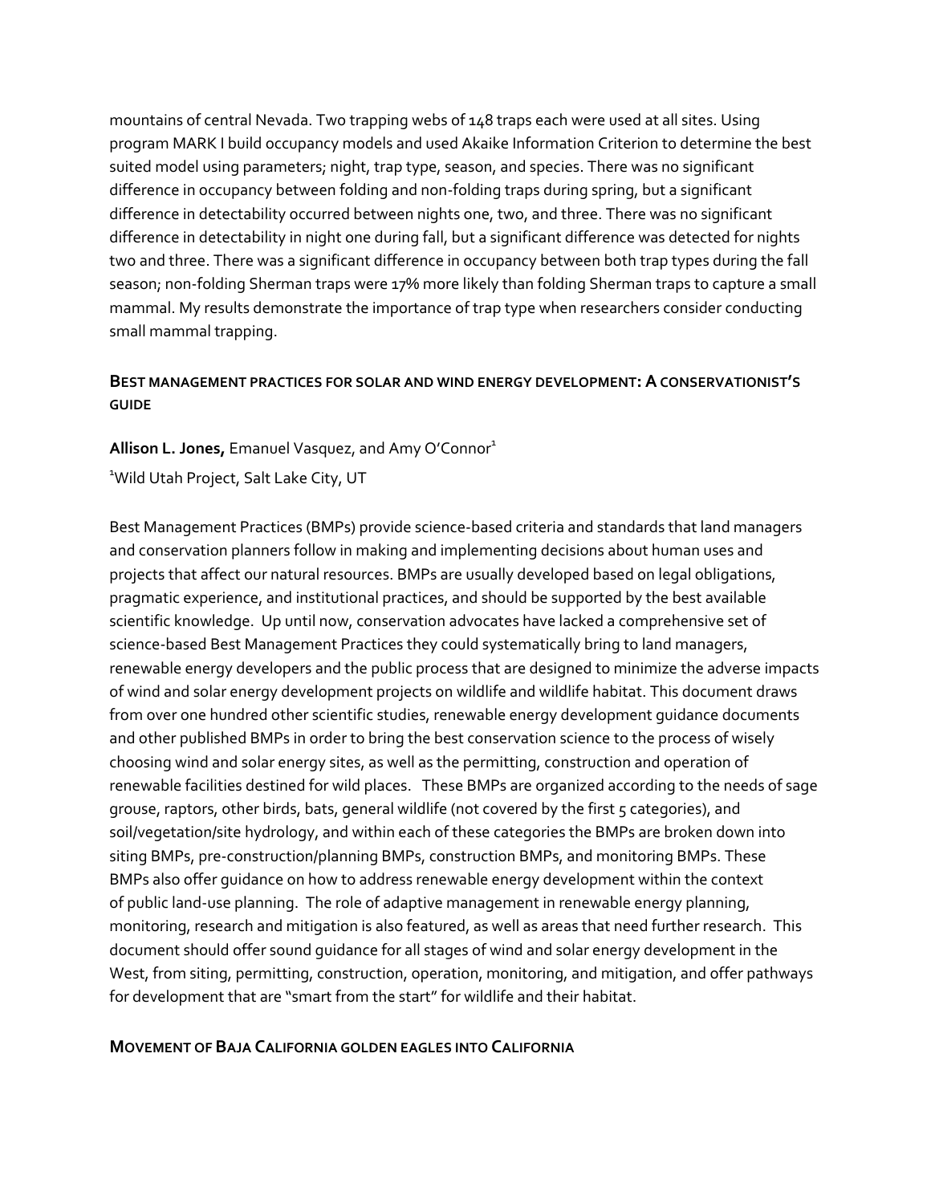mountains of central Nevada. Two trapping webs of 148 traps each were used at all sites. Using program MARK I build occupancy models and used Akaike Information Criterion to determine the best suited model using parameters; night, trap type, season, and species. There was no significant difference in occupancy between folding and non-folding traps during spring, but a significant difference in detectability occurred between nights one, two, and three. There was no significant difference in detectability in night one during fall, but a significant difference was detected for nights two and three. There was a significant difference in occupancy between both trap types during the fall season; non-folding Sherman traps were 17% more likely than folding Sherman traps to capture a small mammal. My results demonstrate the importance of trap type when researchers consider conducting small mammal trapping.

### BEST MANAGEMENT PRACTICES FOR SOLAR AND WIND ENERGY DEVELOPMENT: A CONSERVATIONIST'S GUIDE

**Allison L. Jones,** Emanuel Vasquez, and Amy O'Connor[1]

[1]Wild Utah Project, Salt Lake City, UT

Best Management Practices (BMPs) provide science-based criteria and standards that land managers and conservation planners follow in making and implementing decisions about human uses and projects that affect our natural resources. BMPs are usually developed based on legal obligations, pragmatic experience, and institutional practices, and should be supported by the best available scientific knowledge. Up until now, conservation advocates have lacked a comprehensive set of science-based Best Management Practices they could systematically bring to land managers, renewable energy developers and the public process that are designed to minimize the adverse impacts of wind and solar energy development projects on wildlife and wildlife habitat. This document draws from over one hundred other scientific studies, renewable energy development guidance documents and other published BMPs in order to bring the best conservation science to the process of wisely choosing wind and solar energy sites, as well as the permitting, construction and operation of renewable facilities destined for wild places. These BMPs are organized according to the needs of sage grouse, raptors, other birds, bats, general wildlife (not covered by the first 5 categories), and soil/vegetation/site hydrology, and within each of these categories the BMPs are broken down into siting BMPs, pre-construction/planning BMPs, construction BMPs, and monitoring BMPs. These BMPs also offer guidance on how to address renewable energy development within the context of public land-use planning. The role of adaptive management in renewable energy planning, monitoring, research and mitigation is also featured, as well as areas that need further research. This document should offer sound guidance for all stages of wind and solar energy development in the West, from siting, permitting, construction, operation, monitoring, and mitigation, and offer pathways for development that are "smart from the start" for wildlife and their habitat.

### MOVEMENT OF BAJA CALIFORNIA GOLDEN EAGLES INTO CALIFORNIA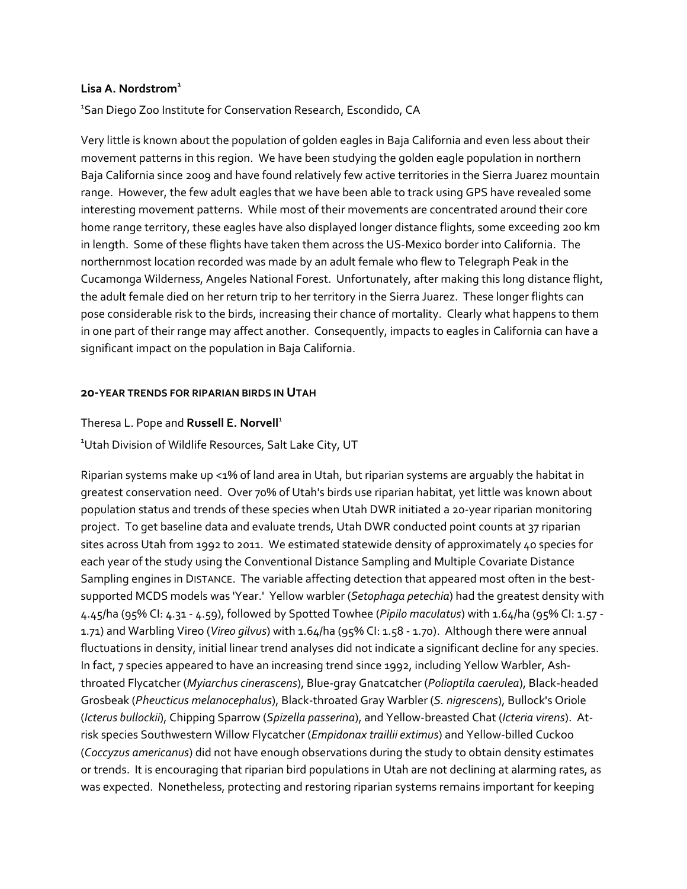**Lisa A. Nordstrom**[1]

[1]San Diego Zoo Institute for Conservation Research, Escondido, CA

Very little is known about the population of golden eagles in Baja California and even less about their movement patterns in this region. We have been studying the golden eagle population in northern Baja California since 2009 and have found relatively few active territories in the Sierra Juarez mountain range. However, the few adult eagles that we have been able to track using GPS have revealed some interesting movement patterns. While most of their movements are concentrated around their core home range territory, these eagles have also displayed longer distance flights, some exceeding 200 km in length. Some of these flights have taken them across the US-Mexico border into California. The northernmost location recorded was made by an adult female who flew to Telegraph Peak in the Cucamonga Wilderness, Angeles National Forest. Unfortunately, after making this long distance flight, the adult female died on her return trip to her territory in the Sierra Juarez. These longer flights can pose considerable risk to the birds, increasing their chance of mortality. Clearly what happens to them in one part of their range may affect another. Consequently, impacts to eagles in California can have a significant impact on the population in Baja California.

## 20-YEAR TRENDS FOR RIPARIAN BIRDS IN UTAH

Theresa L. Pope and **Russell E. Norvell**[1]

[1]Utah Division of Wildlife Resources, Salt Lake City, UT

Riparian systems make up <1% of land area in Utah, but riparian systems are arguably the habitat in greatest conservation need. Over 70% of Utah's birds use riparian habitat, yet little was known about population status and trends of these species when Utah DWR initiated a 20-year riparian monitoring project. To get baseline data and evaluate trends, Utah DWR conducted point counts at 37 riparian sites across Utah from 1992 to 2011. We estimated statewide density of approximately 40 species for each year of the study using the Conventional Distance Sampling and Multiple Covariate Distance Sampling engines in DISTANCE. The variable affecting detection that appeared most often in the best-supported MCDS models was 'Year.' Yellow warbler (*Setophaga petechia*) had the greatest density with 4.45/ha (95% CI: 4.31 - 4.59), followed by Spotted Towhee (*Pipilo maculatus*) with 1.64/ha (95% CI: 1.57 - 1.71) and Warbling Vireo (*Vireo gilvus*) with 1.64/ha (95% CI: 1.58 - 1.70). Although there were annual fluctuations in density, initial linear trend analyses did not indicate a significant decline for any species. In fact, 7 species appeared to have an increasing trend since 1992, including Yellow Warbler, Ash-throated Flycatcher (*Myiarchus cinerascens*), Blue-gray Gnatcatcher (*Polioptila caerulea*), Black-headed Grosbeak (*Pheucticus melanocephalus*), Black-throated Gray Warbler (*S. nigrescens*), Bullock's Oriole (*Icterus bullockii*), Chipping Sparrow (*Spizella passerina*), and Yellow-breasted Chat (*Icteria virens*). At-risk species Southwestern Willow Flycatcher (*Empidonax traillii extimus*) and Yellow-billed Cuckoo (*Coccyzus americanus*) did not have enough observations during the study to obtain density estimates or trends. It is encouraging that riparian bird populations in Utah are not declining at alarming rates, as was expected. Nonetheless, protecting and restoring riparian systems remains important for keeping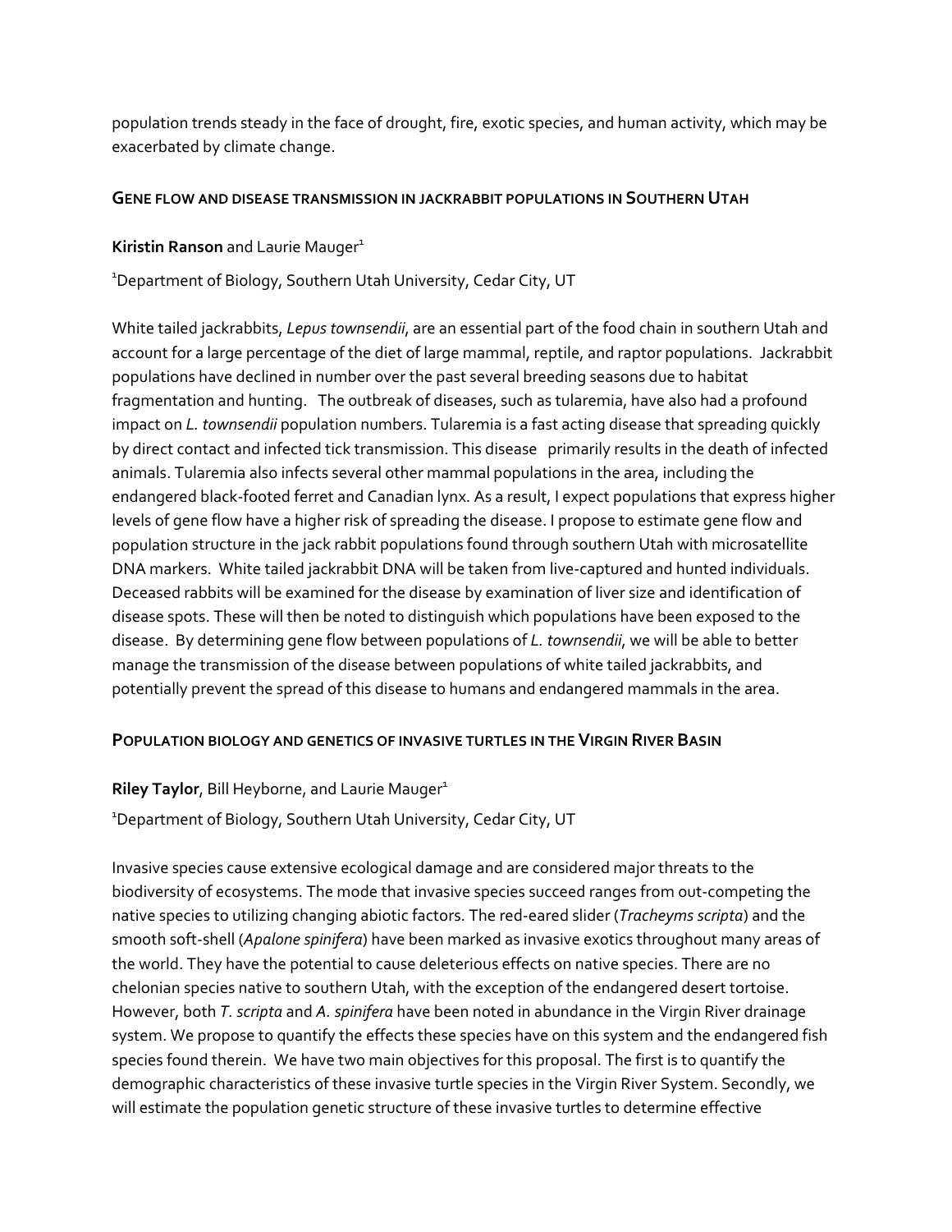population trends steady in the face of drought, fire, exotic species, and human activity, which may be exacerbated by climate change.

### GENE FLOW AND DISEASE TRANSMISSION IN JACKRABBIT POPULATIONS IN SOUTHERN UTAH

**Kiristin Ranson** and Laurie Mauger[1]

[1]Department of Biology, Southern Utah University, Cedar City, UT

White tailed jackrabbits, *Lepus townsendii*, are an essential part of the food chain in southern Utah and account for a large percentage of the diet of large mammal, reptile, and raptor populations. Jackrabbit populations have declined in number over the past several breeding seasons due to habitat fragmentation and hunting. The outbreak of diseases, such as tularemia, have also had a profound impact on *L. townsendii* population numbers. Tularemia is a fast acting disease that spreading quickly by direct contact and infected tick transmission. This disease primarily results in the death of infected animals. Tularemia also infects several other mammal populations in the area, including the endangered black-footed ferret and Canadian lynx. As a result, I expect populations that express higher levels of gene flow have a higher risk of spreading the disease. I propose to estimate gene flow and population structure in the jack rabbit populations found through southern Utah with microsatellite DNA markers. White tailed jackrabbit DNA will be taken from live-captured and hunted individuals. Deceased rabbits will be examined for the disease by examination of liver size and identification of disease spots. These will then be noted to distinguish which populations have been exposed to the disease. By determining gene flow between populations of *L. townsendii*, we will be able to better manage the transmission of the disease between populations of white tailed jackrabbits, and potentially prevent the spread of this disease to humans and endangered mammals in the area.

### POPULATION BIOLOGY AND GENETICS OF INVASIVE TURTLES IN THE VIRGIN RIVER BASIN

**Riley Taylor**, Bill Heyborne, and Laurie Mauger[1]

[1]Department of Biology, Southern Utah University, Cedar City, UT

Invasive species cause extensive ecological damage and are considered major threats to the biodiversity of ecosystems. The mode that invasive species succeed ranges from out-competing the native species to utilizing changing abiotic factors. The red-eared slider (*Tracheyms scripta*) and the smooth soft-shell (*Apalone spinifera*) have been marked as invasive exotics throughout many areas of the world. They have the potential to cause deleterious effects on native species. There are no chelonian species native to southern Utah, with the exception of the endangered desert tortoise. However, both *T. scripta* and *A. spinifera* have been noted in abundance in the Virgin River drainage system. We propose to quantify the effects these species have on this system and the endangered fish species found therein. We have two main objectives for this proposal. The first is to quantify the demographic characteristics of these invasive turtle species in the Virgin River System. Secondly, we will estimate the population genetic structure of these invasive turtles to determine effective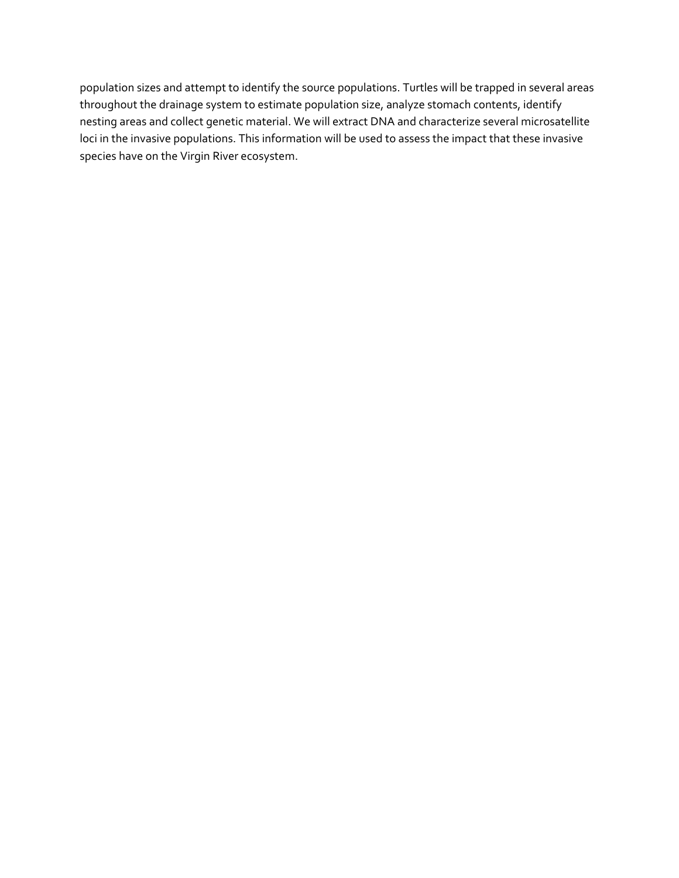population sizes and attempt to identify the source populations. Turtles will be trapped in several areas throughout the drainage system to estimate population size, analyze stomach contents, identify nesting areas and collect genetic material. We will extract DNA and characterize several microsatellite loci in the invasive populations. This information will be used to assess the impact that these invasive species have on the Virgin River ecosystem.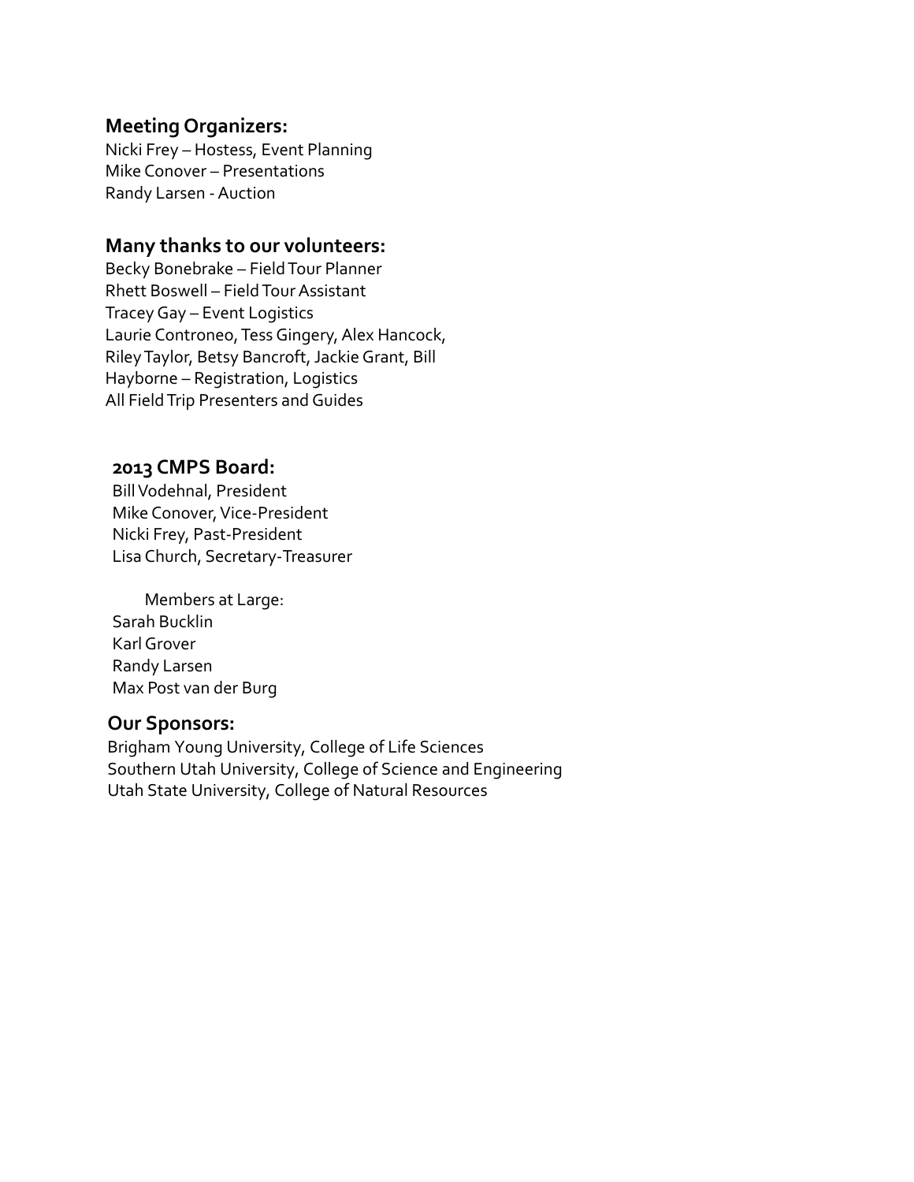## Meeting Organizers:

Nicki Frey – Hostess, Event Planning
Mike Conover – Presentations
Randy Larsen - Auction

## Many thanks to our volunteers:

Becky Bonebrake – Field Tour Planner
Rhett Boswell – Field Tour Assistant
Tracey Gay – Event Logistics
Laurie Controneo, Tess Gingery, Alex Hancock, Riley Taylor, Betsy Bancroft, Jackie Grant, Bill Hayborne – Registration, Logistics
All Field Trip Presenters and Guides

## 2013 CMPS Board:

Bill Vodehnal, President
Mike Conover, Vice-President
Nicki Frey, Past-President
Lisa Church, Secretary-Treasurer

Members at Large:
Sarah Bucklin
Karl Grover
Randy Larsen
Max Post van der Burg

## Our Sponsors:

Brigham Young University, College of Life Sciences
Southern Utah University, College of Science and Engineering
Utah State University, College of Natural Resources